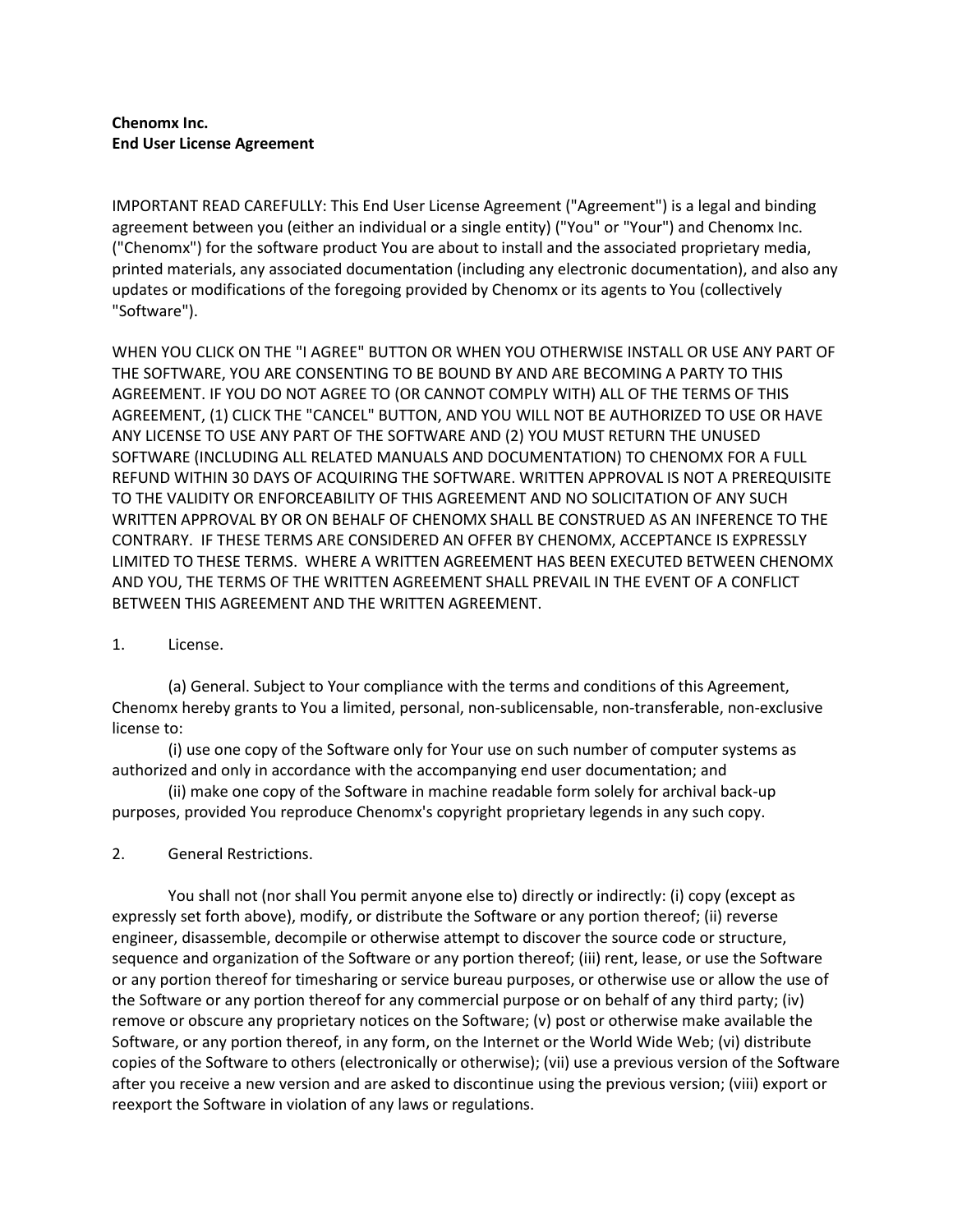**Chenomx Inc.**
**End User License Agreement**

IMPORTANT READ CAREFULLY: This End User License Agreement ("Agreement") is a legal and binding agreement between you (either an individual or a single entity) ("You" or "Your") and Chenomx Inc. ("Chenomx") for the software product You are about to install and the associated proprietary media, printed materials, any associated documentation (including any electronic documentation), and also any updates or modifications of the foregoing provided by Chenomx or its agents to You (collectively "Software").

WHEN YOU CLICK ON THE "I AGREE" BUTTON OR WHEN YOU OTHERWISE INSTALL OR USE ANY PART OF THE SOFTWARE, YOU ARE CONSENTING TO BE BOUND BY AND ARE BECOMING A PARTY TO THIS AGREEMENT. IF YOU DO NOT AGREE TO (OR CANNOT COMPLY WITH) ALL OF THE TERMS OF THIS AGREEMENT, (1) CLICK THE "CANCEL" BUTTON, AND YOU WILL NOT BE AUTHORIZED TO USE OR HAVE ANY LICENSE TO USE ANY PART OF THE SOFTWARE AND (2) YOU MUST RETURN THE UNUSED SOFTWARE (INCLUDING ALL RELATED MANUALS AND DOCUMENTATION) TO CHENOMX FOR A FULL REFUND WITHIN 30 DAYS OF ACQUIRING THE SOFTWARE. WRITTEN APPROVAL IS NOT A PREREQUISITE TO THE VALIDITY OR ENFORCEABILITY OF THIS AGREEMENT AND NO SOLICITATION OF ANY SUCH WRITTEN APPROVAL BY OR ON BEHALF OF CHENOMX SHALL BE CONSTRUED AS AN INFERENCE TO THE CONTRARY. IF THESE TERMS ARE CONSIDERED AN OFFER BY CHENOMX, ACCEPTANCE IS EXPRESSLY LIMITED TO THESE TERMS. WHERE A WRITTEN AGREEMENT HAS BEEN EXECUTED BETWEEN CHENOMX AND YOU, THE TERMS OF THE WRITTEN AGREEMENT SHALL PREVAIL IN THE EVENT OF A CONFLICT BETWEEN THIS AGREEMENT AND THE WRITTEN AGREEMENT.

1. License.

(a) General. Subject to Your compliance with the terms and conditions of this Agreement, Chenomx hereby grants to You a limited, personal, non-sublicensable, non-transferable, non-exclusive license to:

(i) use one copy of the Software only for Your use on such number of computer systems as authorized and only in accordance with the accompanying end user documentation; and

(ii) make one copy of the Software in machine readable form solely for archival back-up purposes, provided You reproduce Chenomx's copyright proprietary legends in any such copy.

2. General Restrictions.

You shall not (nor shall You permit anyone else to) directly or indirectly: (i) copy (except as expressly set forth above), modify, or distribute the Software or any portion thereof; (ii) reverse engineer, disassemble, decompile or otherwise attempt to discover the source code or structure, sequence and organization of the Software or any portion thereof; (iii) rent, lease, or use the Software or any portion thereof for timesharing or service bureau purposes, or otherwise use or allow the use of the Software or any portion thereof for any commercial purpose or on behalf of any third party; (iv) remove or obscure any proprietary notices on the Software; (v) post or otherwise make available the Software, or any portion thereof, in any form, on the Internet or the World Wide Web; (vi) distribute copies of the Software to others (electronically or otherwise); (vii) use a previous version of the Software after you receive a new version and are asked to discontinue using the previous version; (viii) export or reexport the Software in violation of any laws or regulations.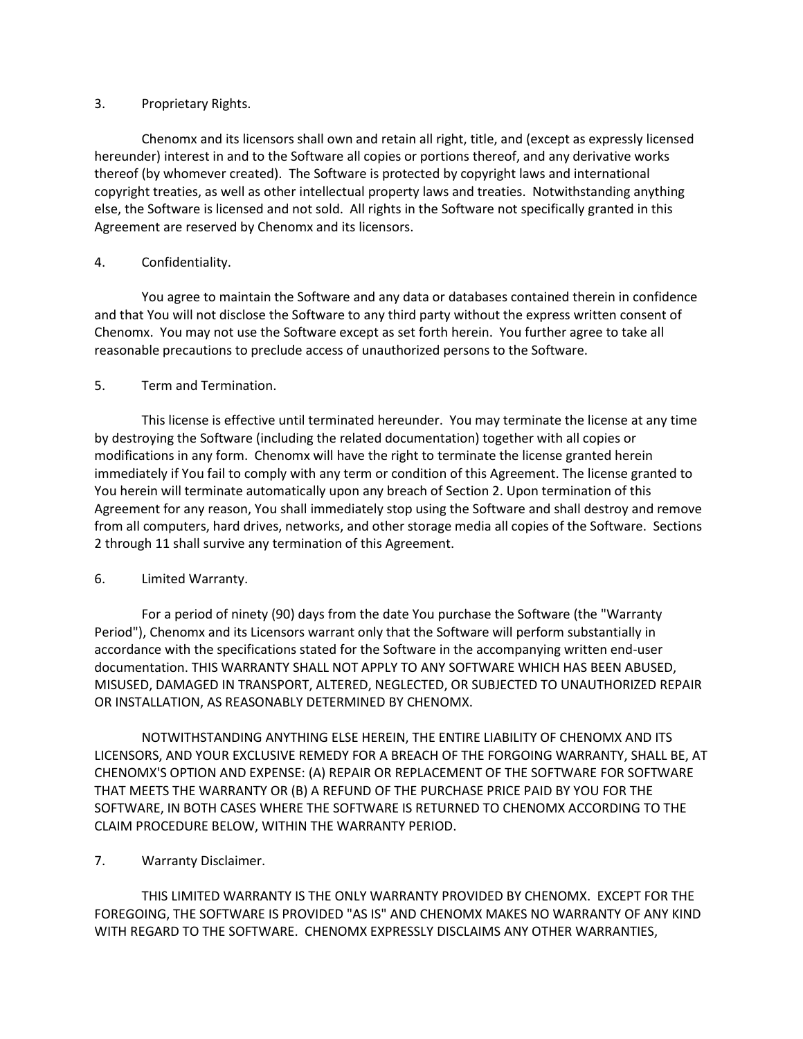## 3. Proprietary Rights.

Chenomx and its licensors shall own and retain all right, title, and (except as expressly licensed hereunder) interest in and to the Software all copies or portions thereof, and any derivative works thereof (by whomever created). The Software is protected by copyright laws and international copyright treaties, as well as other intellectual property laws and treaties. Notwithstanding anything else, the Software is licensed and not sold. All rights in the Software not specifically granted in this Agreement are reserved by Chenomx and its licensors.

## 4. Confidentiality.

You agree to maintain the Software and any data or databases contained therein in confidence and that You will not disclose the Software to any third party without the express written consent of Chenomx. You may not use the Software except as set forth herein. You further agree to take all reasonable precautions to preclude access of unauthorized persons to the Software.

## 5. Term and Termination.

This license is effective until terminated hereunder. You may terminate the license at any time by destroying the Software (including the related documentation) together with all copies or modifications in any form. Chenomx will have the right to terminate the license granted herein immediately if You fail to comply with any term or condition of this Agreement. The license granted to You herein will terminate automatically upon any breach of Section 2. Upon termination of this Agreement for any reason, You shall immediately stop using the Software and shall destroy and remove from all computers, hard drives, networks, and other storage media all copies of the Software. Sections 2 through 11 shall survive any termination of this Agreement.

## 6. Limited Warranty.

For a period of ninety (90) days from the date You purchase the Software (the "Warranty Period"), Chenomx and its Licensors warrant only that the Software will perform substantially in accordance with the specifications stated for the Software in the accompanying written end-user documentation. THIS WARRANTY SHALL NOT APPLY TO ANY SOFTWARE WHICH HAS BEEN ABUSED, MISUSED, DAMAGED IN TRANSPORT, ALTERED, NEGLECTED, OR SUBJECTED TO UNAUTHORIZED REPAIR OR INSTALLATION, AS REASONABLY DETERMINED BY CHENOMX.

NOTWITHSTANDING ANYTHING ELSE HEREIN, THE ENTIRE LIABILITY OF CHENOMX AND ITS LICENSORS, AND YOUR EXCLUSIVE REMEDY FOR A BREACH OF THE FORGOING WARRANTY, SHALL BE, AT CHENOMX'S OPTION AND EXPENSE: (A) REPAIR OR REPLACEMENT OF THE SOFTWARE FOR SOFTWARE THAT MEETS THE WARRANTY OR (B) A REFUND OF THE PURCHASE PRICE PAID BY YOU FOR THE SOFTWARE, IN BOTH CASES WHERE THE SOFTWARE IS RETURNED TO CHENOMX ACCORDING TO THE CLAIM PROCEDURE BELOW, WITHIN THE WARRANTY PERIOD.

## 7. Warranty Disclaimer.

THIS LIMITED WARRANTY IS THE ONLY WARRANTY PROVIDED BY CHENOMX. EXCEPT FOR THE FOREGOING, THE SOFTWARE IS PROVIDED "AS IS" AND CHENOMX MAKES NO WARRANTY OF ANY KIND WITH REGARD TO THE SOFTWARE. CHENOMX EXPRESSLY DISCLAIMS ANY OTHER WARRANTIES,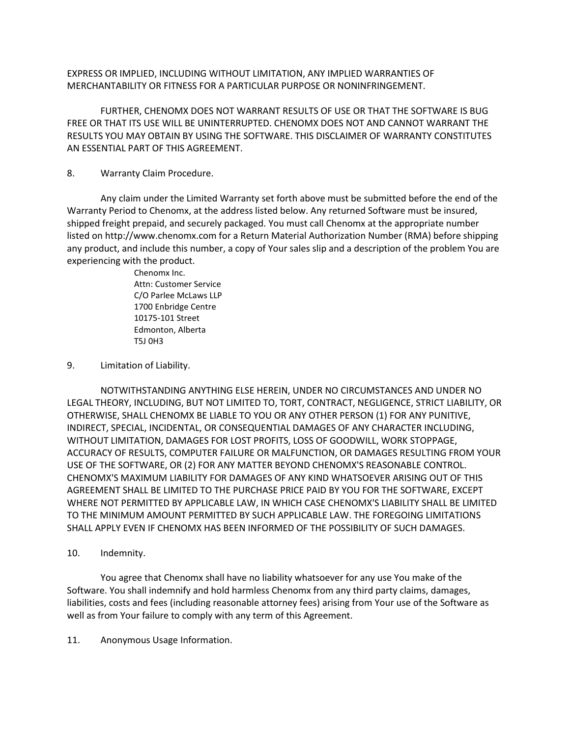EXPRESS OR IMPLIED, INCLUDING WITHOUT LIMITATION, ANY IMPLIED WARRANTIES OF MERCHANTABILITY OR FITNESS FOR A PARTICULAR PURPOSE OR NONINFRINGEMENT.

FURTHER, CHENOMX DOES NOT WARRANT RESULTS OF USE OR THAT THE SOFTWARE IS BUG FREE OR THAT ITS USE WILL BE UNINTERRUPTED. CHENOMX DOES NOT AND CANNOT WARRANT THE RESULTS YOU MAY OBTAIN BY USING THE SOFTWARE. THIS DISCLAIMER OF WARRANTY CONSTITUTES AN ESSENTIAL PART OF THIS AGREEMENT.

8. Warranty Claim Procedure.

Any claim under the Limited Warranty set forth above must be submitted before the end of the Warranty Period to Chenomx, at the address listed below. Any returned Software must be insured, shipped freight prepaid, and securely packaged. You must call Chenomx at the appropriate number listed on http://www.chenomx.com for a Return Material Authorization Number (RMA) before shipping any product, and include this number, a copy of Your sales slip and a description of the problem You are experiencing with the product.

Chenomx Inc.  
Attn: Customer Service  
C/O Parlee McLaws LLP  
1700 Enbridge Centre  
10175-101 Street  
Edmonton, Alberta  
T5J 0H3

9. Limitation of Liability.

NOTWITHSTANDING ANYTHING ELSE HEREIN, UNDER NO CIRCUMSTANCES AND UNDER NO LEGAL THEORY, INCLUDING, BUT NOT LIMITED TO, TORT, CONTRACT, NEGLIGENCE, STRICT LIABILITY, OR OTHERWISE, SHALL CHENOMX BE LIABLE TO YOU OR ANY OTHER PERSON (1) FOR ANY PUNITIVE, INDIRECT, SPECIAL, INCIDENTAL, OR CONSEQUENTIAL DAMAGES OF ANY CHARACTER INCLUDING, WITHOUT LIMITATION, DAMAGES FOR LOST PROFITS, LOSS OF GOODWILL, WORK STOPPAGE, ACCURACY OF RESULTS, COMPUTER FAILURE OR MALFUNCTION, OR DAMAGES RESULTING FROM YOUR USE OF THE SOFTWARE, OR (2) FOR ANY MATTER BEYOND CHENOMX'S REASONABLE CONTROL. CHENOMX'S MAXIMUM LIABILITY FOR DAMAGES OF ANY KIND WHATSOEVER ARISING OUT OF THIS AGREEMENT SHALL BE LIMITED TO THE PURCHASE PRICE PAID BY YOU FOR THE SOFTWARE, EXCEPT WHERE NOT PERMITTED BY APPLICABLE LAW, IN WHICH CASE CHENOMX'S LIABILITY SHALL BE LIMITED TO THE MINIMUM AMOUNT PERMITTED BY SUCH APPLICABLE LAW. THE FOREGOING LIMITATIONS SHALL APPLY EVEN IF CHENOMX HAS BEEN INFORMED OF THE POSSIBILITY OF SUCH DAMAGES.

10. Indemnity.

You agree that Chenomx shall have no liability whatsoever for any use You make of the Software. You shall indemnify and hold harmless Chenomx from any third party claims, damages, liabilities, costs and fees (including reasonable attorney fees) arising from Your use of the Software as well as from Your failure to comply with any term of this Agreement.

11. Anonymous Usage Information.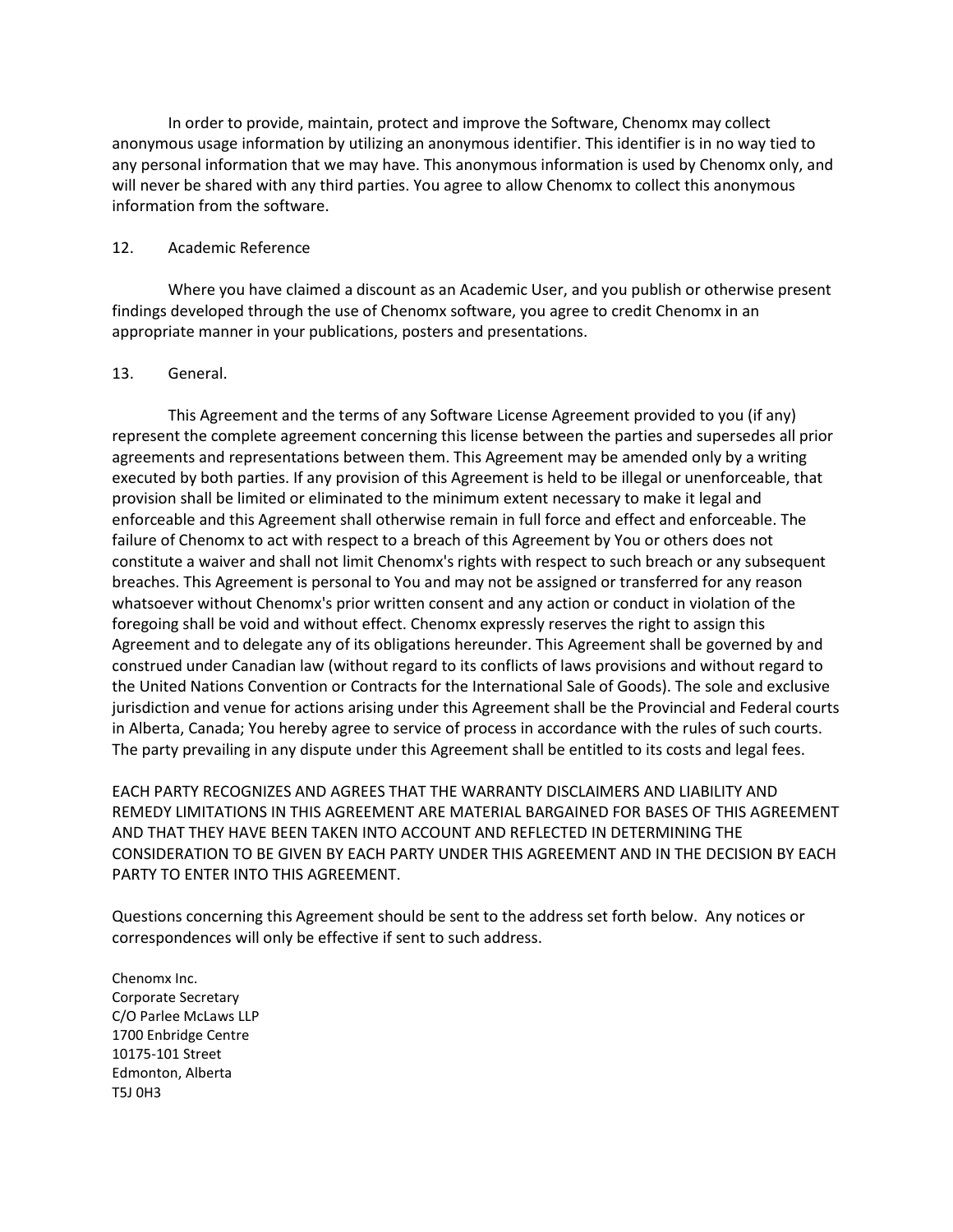In order to provide, maintain, protect and improve the Software, Chenomx may collect anonymous usage information by utilizing an anonymous identifier. This identifier is in no way tied to any personal information that we may have. This anonymous information is used by Chenomx only, and will never be shared with any third parties. You agree to allow Chenomx to collect this anonymous information from the software.

12. Academic Reference

Where you have claimed a discount as an Academic User, and you publish or otherwise present findings developed through the use of Chenomx software, you agree to credit Chenomx in an appropriate manner in your publications, posters and presentations.

13. General.

This Agreement and the terms of any Software License Agreement provided to you (if any) represent the complete agreement concerning this license between the parties and supersedes all prior agreements and representations between them. This Agreement may be amended only by a writing executed by both parties. If any provision of this Agreement is held to be illegal or unenforceable, that provision shall be limited or eliminated to the minimum extent necessary to make it legal and enforceable and this Agreement shall otherwise remain in full force and effect and enforceable. The failure of Chenomx to act with respect to a breach of this Agreement by You or others does not constitute a waiver and shall not limit Chenomx's rights with respect to such breach or any subsequent breaches. This Agreement is personal to You and may not be assigned or transferred for any reason whatsoever without Chenomx's prior written consent and any action or conduct in violation of the foregoing shall be void and without effect. Chenomx expressly reserves the right to assign this Agreement and to delegate any of its obligations hereunder. This Agreement shall be governed by and construed under Canadian law (without regard to its conflicts of laws provisions and without regard to the United Nations Convention or Contracts for the International Sale of Goods). The sole and exclusive jurisdiction and venue for actions arising under this Agreement shall be the Provincial and Federal courts in Alberta, Canada; You hereby agree to service of process in accordance with the rules of such courts. The party prevailing in any dispute under this Agreement shall be entitled to its costs and legal fees.

EACH PARTY RECOGNIZES AND AGREES THAT THE WARRANTY DISCLAIMERS AND LIABILITY AND REMEDY LIMITATIONS IN THIS AGREEMENT ARE MATERIAL BARGAINED FOR BASES OF THIS AGREEMENT AND THAT THEY HAVE BEEN TAKEN INTO ACCOUNT AND REFLECTED IN DETERMINING THE CONSIDERATION TO BE GIVEN BY EACH PARTY UNDER THIS AGREEMENT AND IN THE DECISION BY EACH PARTY TO ENTER INTO THIS AGREEMENT.

Questions concerning this Agreement should be sent to the address set forth below. Any notices or correspondences will only be effective if sent to such address.

Chenomx Inc.
Corporate Secretary
C/O Parlee McLaws LLP
1700 Enbridge Centre
10175-101 Street
Edmonton, Alberta
T5J 0H3